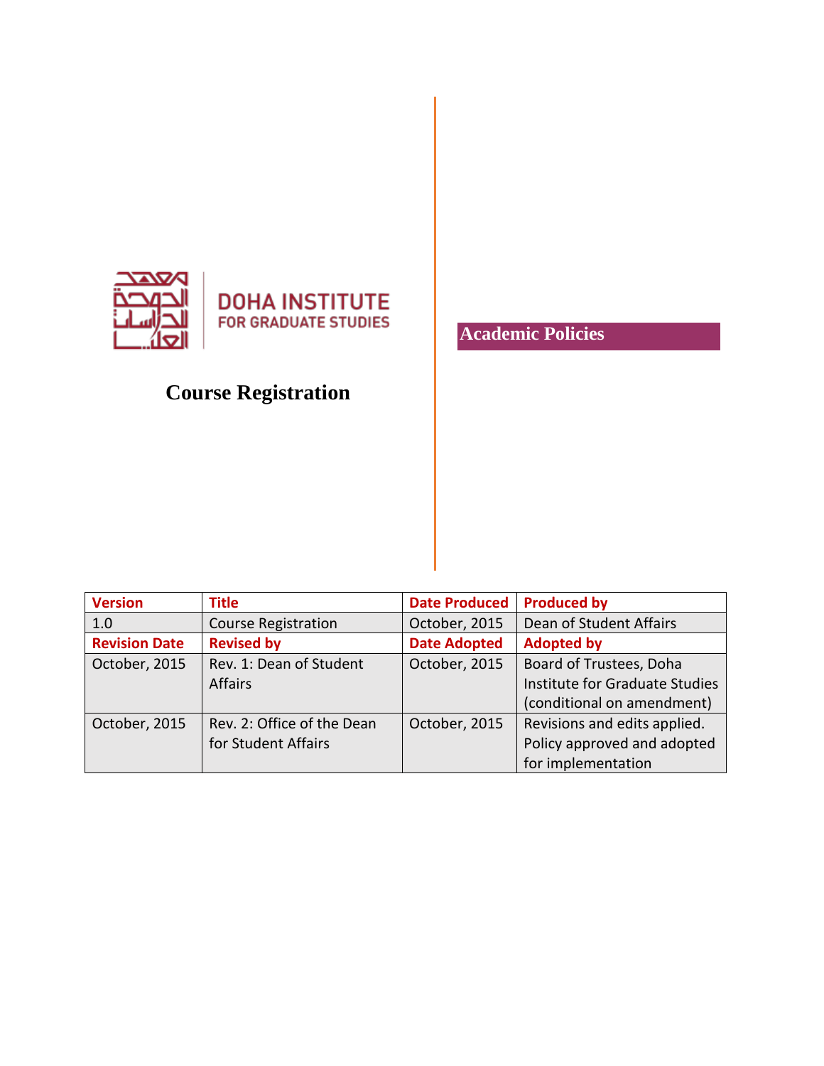معهد الدوحة للدراسات العليا

DOHA INSTITUTE
FOR GRADUATE STUDIES

# Course Registration

## Academic Policies

| Version | Title | Date Produced | Produced by |
|---|---|---|---|
| 1.0 | Course Registration | October, 2015 | Dean of Student Affairs |
| **Revision Date** | **Revised by** | **Date Adopted** | **Adopted by** |
| October, 2015 | Rev. 1: Dean of Student Affairs | October, 2015 | Board of Trustees, Doha Institute for Graduate Studies (conditional on amendment) |
| October, 2015 | Rev. 2: Office of the Dean for Student Affairs | October, 2015 | Revisions and edits applied. Policy approved and adopted for implementation |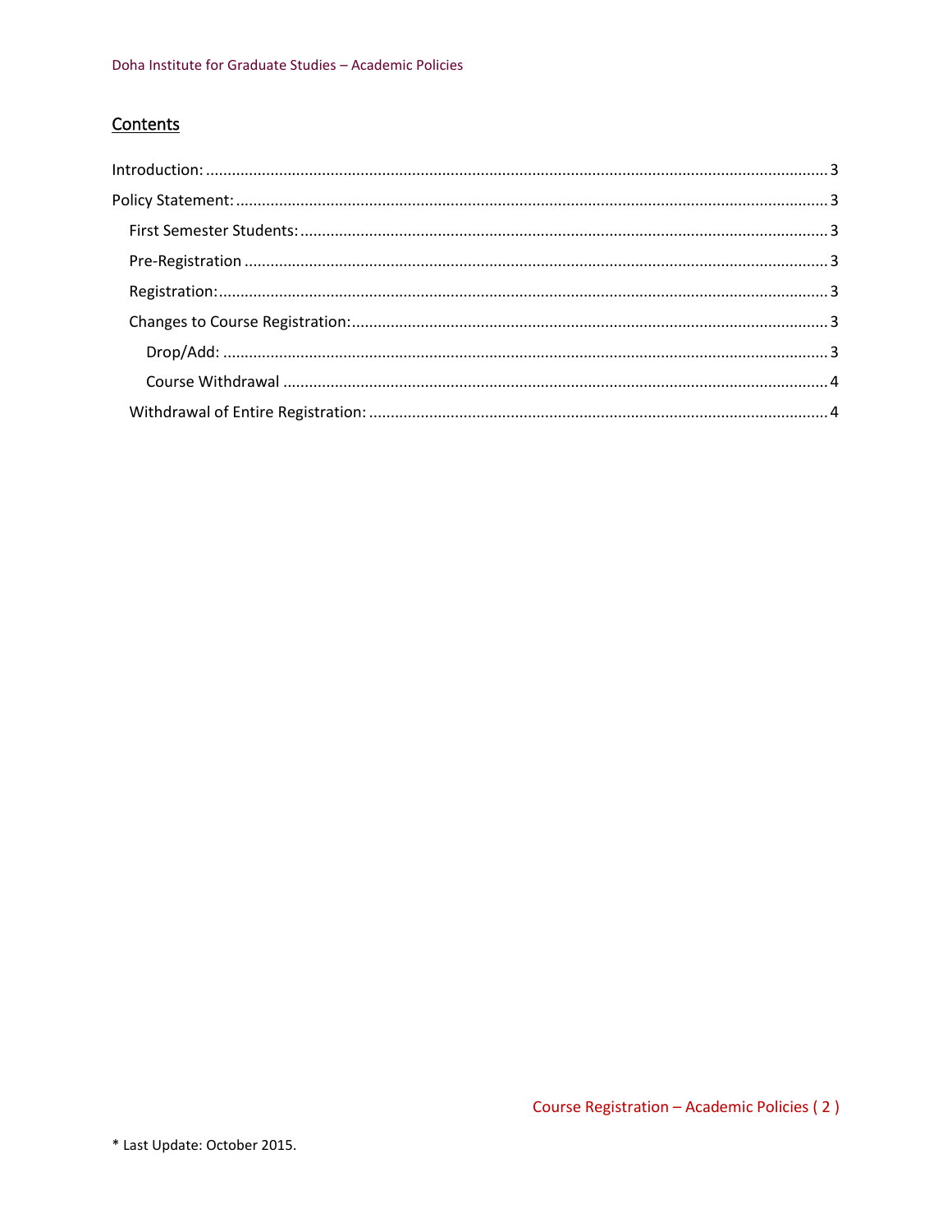## Contents

Introduction: ........................................................................ 3

Policy Statement: ................................................................... 3

- First Semester Students: ..................................................... 3
- Pre-Registration .................................................................. 3
- Registration: ....................................................................... 3
- Changes to Course Registration: ......................................... 3
  - Drop/Add: ...................................................................... 3
  - Course Withdrawal ......................................................... 4
- Withdrawal of Entire Registration: ....................................... 4

* Last Update: October 2015.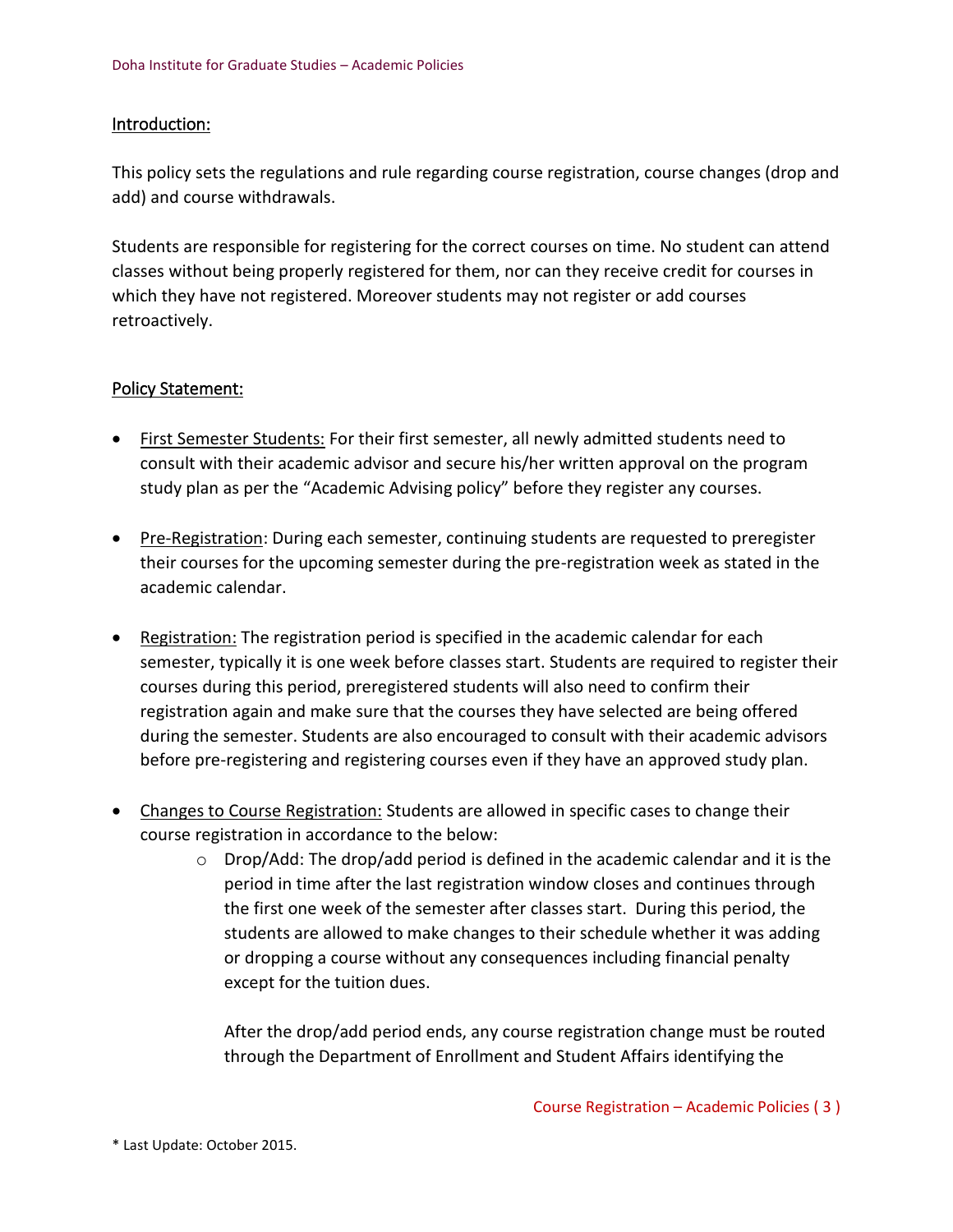## Introduction:

This policy sets the regulations and rule regarding course registration, course changes (drop and add) and course withdrawals.

Students are responsible for registering for the correct courses on time. No student can attend classes without being properly registered for them, nor can they receive credit for courses in which they have not registered. Moreover students may not register or add courses retroactively.

## Policy Statement:

- First Semester Students: For their first semester, all newly admitted students need to consult with their academic advisor and secure his/her written approval on the program study plan as per the “Academic Advising policy” before they register any courses.
- Pre-Registration: During each semester, continuing students are requested to preregister their courses for the upcoming semester during the pre-registration week as stated in the academic calendar.
- Registration: The registration period is specified in the academic calendar for each semester, typically it is one week before classes start. Students are required to register their courses during this period, preregistered students will also need to confirm their registration again and make sure that the courses they have selected are being offered during the semester. Students are also encouraged to consult with their academic advisors before pre-registering and registering courses even if they have an approved study plan.
- Changes to Course Registration: Students are allowed in specific cases to change their course registration in accordance to the below:
  - Drop/Add: The drop/add period is defined in the academic calendar and it is the period in time after the last registration window closes and continues through the first one week of the semester after classes start. During this period, the students are allowed to make changes to their schedule whether it was adding or dropping a course without any consequences including financial penalty except for the tuition dues.

    After the drop/add period ends, any course registration change must be routed through the Department of Enrollment and Student Affairs identifying the

\* Last Update: October 2015.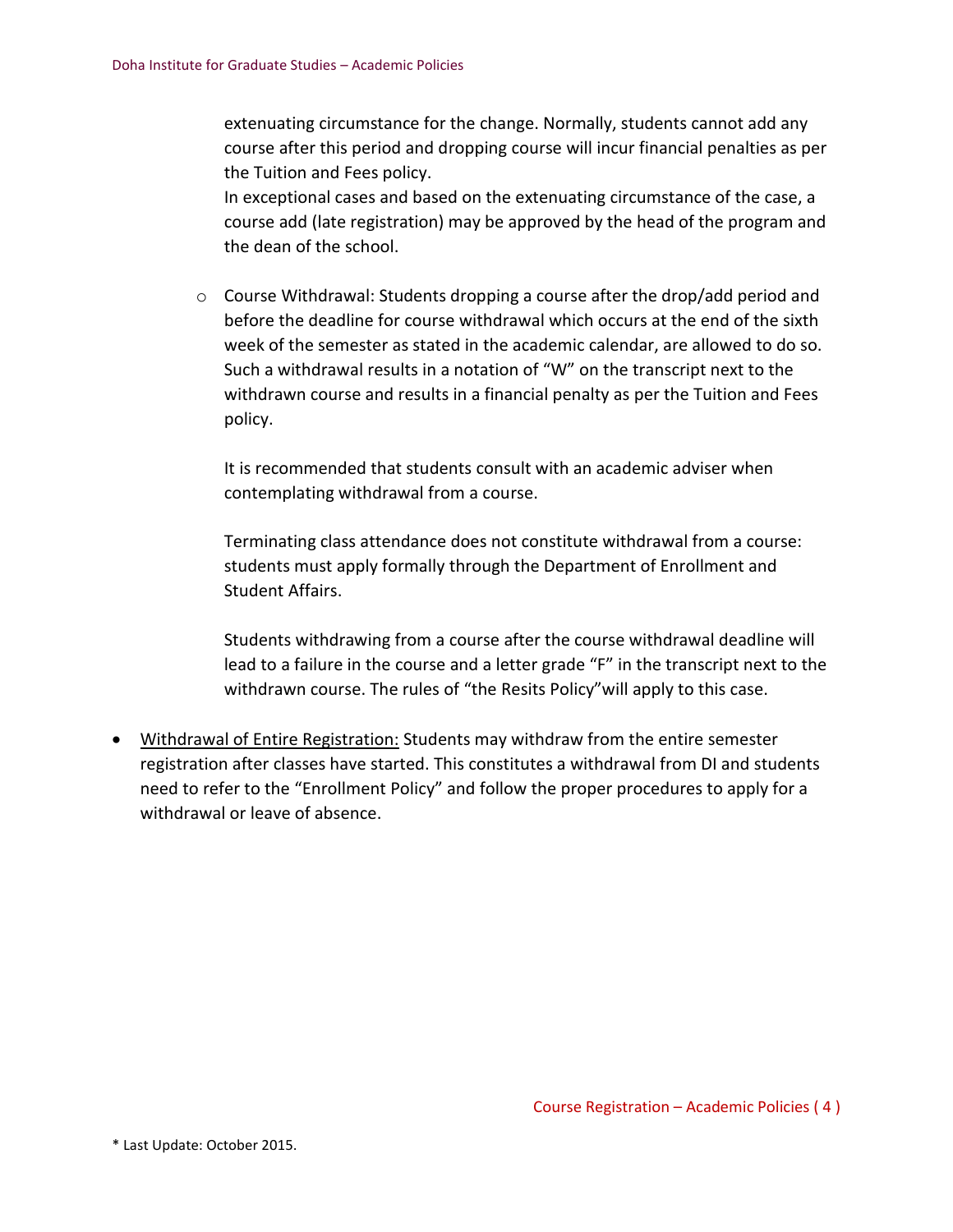extenuating circumstance for the change. Normally, students cannot add any course after this period and dropping course will incur financial penalties as per the Tuition and Fees policy.
In exceptional cases and based on the extenuating circumstance of the case, a course add (late registration) may be approved by the head of the program and the dean of the school.

  - Course Withdrawal: Students dropping a course after the drop/add period and before the deadline for course withdrawal which occurs at the end of the sixth week of the semester as stated in the academic calendar, are allowed to do so. Such a withdrawal results in a notation of “W” on the transcript next to the withdrawn course and results in a financial penalty as per the Tuition and Fees policy.

    It is recommended that students consult with an academic adviser when contemplating withdrawal from a course.

    Terminating class attendance does not constitute withdrawal from a course: students must apply formally through the Department of Enrollment and Student Affairs.

    Students withdrawing from a course after the course withdrawal deadline will lead to a failure in the course and a letter grade “F” in the transcript next to the withdrawn course. The rules of “the Resits Policy”will apply to this case.

- <u>Withdrawal of Entire Registration:</u> Students may withdraw from the entire semester registration after classes have started. This constitutes a withdrawal from DI and students need to refer to the “Enrollment Policy” and follow the proper procedures to apply for a withdrawal or leave of absence.

\* Last Update: October 2015.